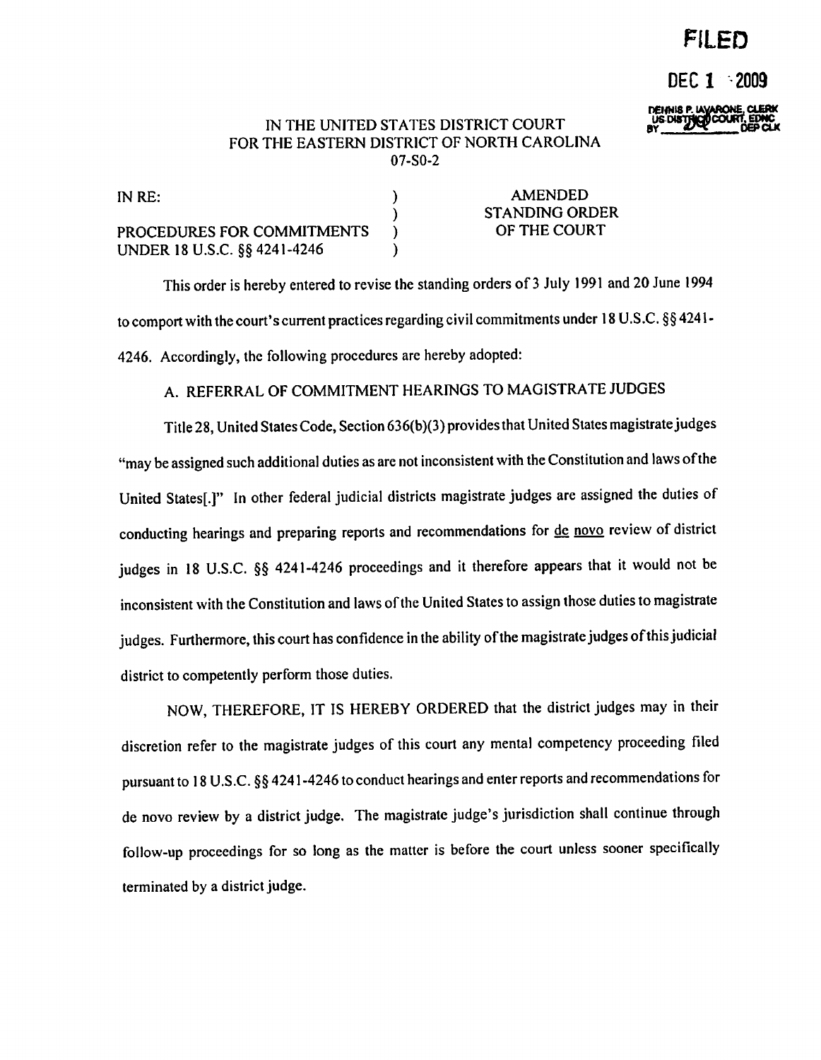FILED

DEC 1 2009

DENNIS P. IAVARONE, CLERK
US DISTRICT COURT, EDNC
BY ________ DEP CLK

IN THE UNITED STATES DISTRICT COURT
FOR THE EASTERN DISTRICT OF NORTH CAROLINA
07-SO-2

| | | |
|---|---|---|
| IN RE: | ) | AMENDED |
| | ) | STANDING ORDER |
| PROCEDURES FOR COMMITMENTS | ) | OF THE COURT |
| UNDER 18 U.S.C. §§ 4241-4246 | ) | |

This order is hereby entered to revise the standing orders of 3 July 1991 and 20 June 1994 to comport with the court's current practices regarding civil commitments under 18 U.S.C. §§ 4241-4246. Accordingly, the following procedures are hereby adopted:

A. REFERRAL OF COMMITMENT HEARINGS TO MAGISTRATE JUDGES

Title 28, United States Code, Section 636(b)(3) provides that United States magistrate judges "may be assigned such additional duties as are not inconsistent with the Constitution and laws of the United States[.]" In other federal judicial districts magistrate judges are assigned the duties of conducting hearings and preparing reports and recommendations for _de novo_ review of district judges in 18 U.S.C. §§ 4241-4246 proceedings and it therefore appears that it would not be inconsistent with the Constitution and laws of the United States to assign those duties to magistrate judges. Furthermore, this court has confidence in the ability of the magistrate judges of this judicial district to competently perform those duties.

NOW, THEREFORE, IT IS HEREBY ORDERED that the district judges may in their discretion refer to the magistrate judges of this court any mental competency proceeding filed pursuant to 18 U.S.C. §§ 4241-4246 to conduct hearings and enter reports and recommendations for de novo review by a district judge. The magistrate judge's jurisdiction shall continue through follow-up proceedings for so long as the matter is before the court unless sooner specifically terminated by a district judge.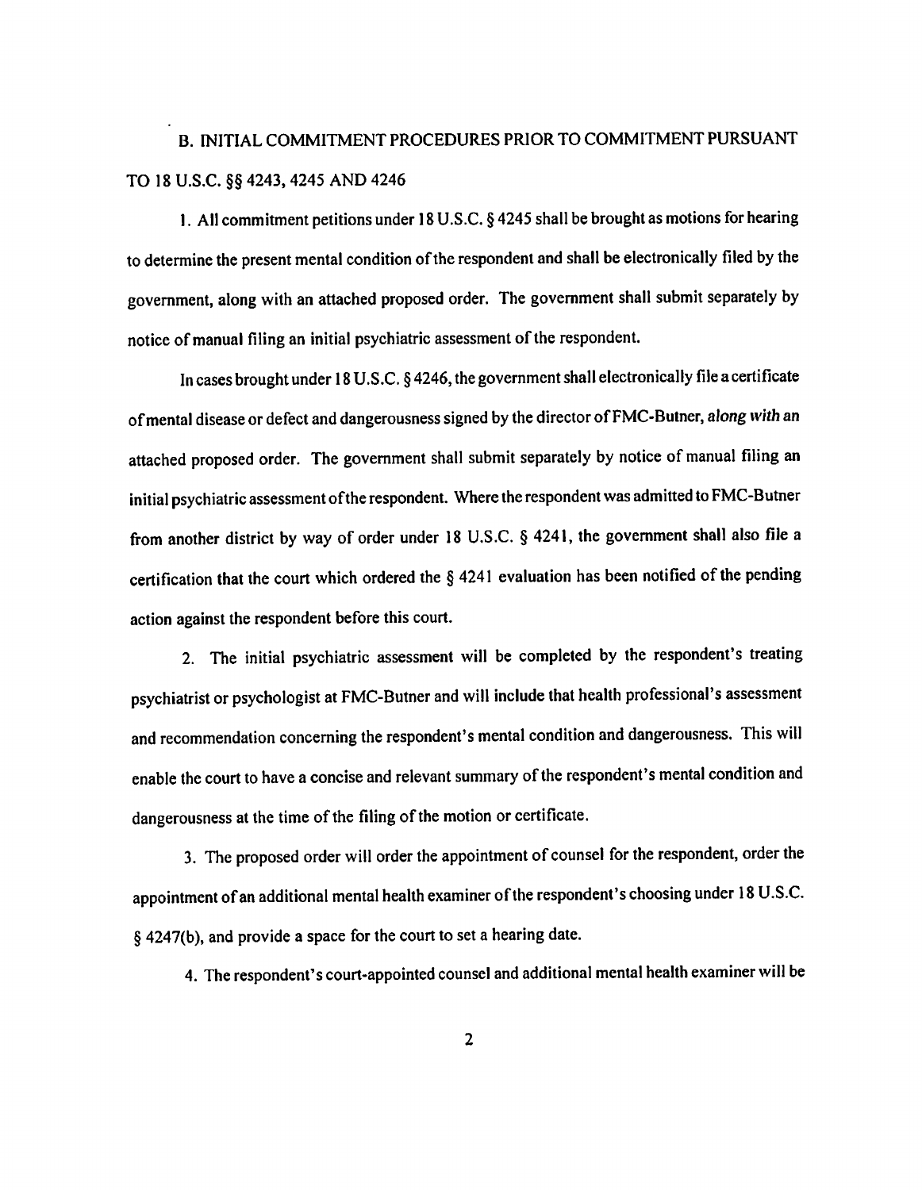## B. INITIAL COMMITMENT PROCEDURES PRIOR TO COMMITMENT PURSUANT TO 18 U.S.C. §§ 4243, 4245 AND 4246

1. All commitment petitions under 18 U.S.C. § 4245 shall be brought as motions for hearing to determine the present mental condition of the respondent and shall be electronically filed by the government, along with an attached proposed order. The government shall submit separately by notice of manual filing an initial psychiatric assessment of the respondent.

In cases brought under 18 U.S.C. § 4246, the government shall electronically file a certificate of mental disease or defect and dangerousness signed by the director of FMC-Butner, *along with* an attached proposed order. The government shall submit separately by notice of manual filing an initial psychiatric assessment of the respondent. Where the respondent was admitted to FMC-Butner from another district by way of order under 18 U.S.C. § 4241, the government shall also file a certification that the court which ordered the § 4241 evaluation has been notified of the pending action against the respondent before this court.

2. The initial psychiatric assessment will be completed by the respondent's treating psychiatrist or psychologist at FMC-Butner and will include that health professional's assessment and recommendation concerning the respondent's mental condition and dangerousness. This will enable the court to have a concise and relevant summary of the respondent's mental condition and dangerousness at the time of the filing of the motion or certificate.

3. The proposed order will order the appointment of counsel for the respondent, order the appointment of an additional mental health examiner of the respondent's choosing under 18 U.S.C. § 4247(b), and provide a space for the court to set a hearing date.

4. The respondent's court-appointed counsel and additional mental health examiner will be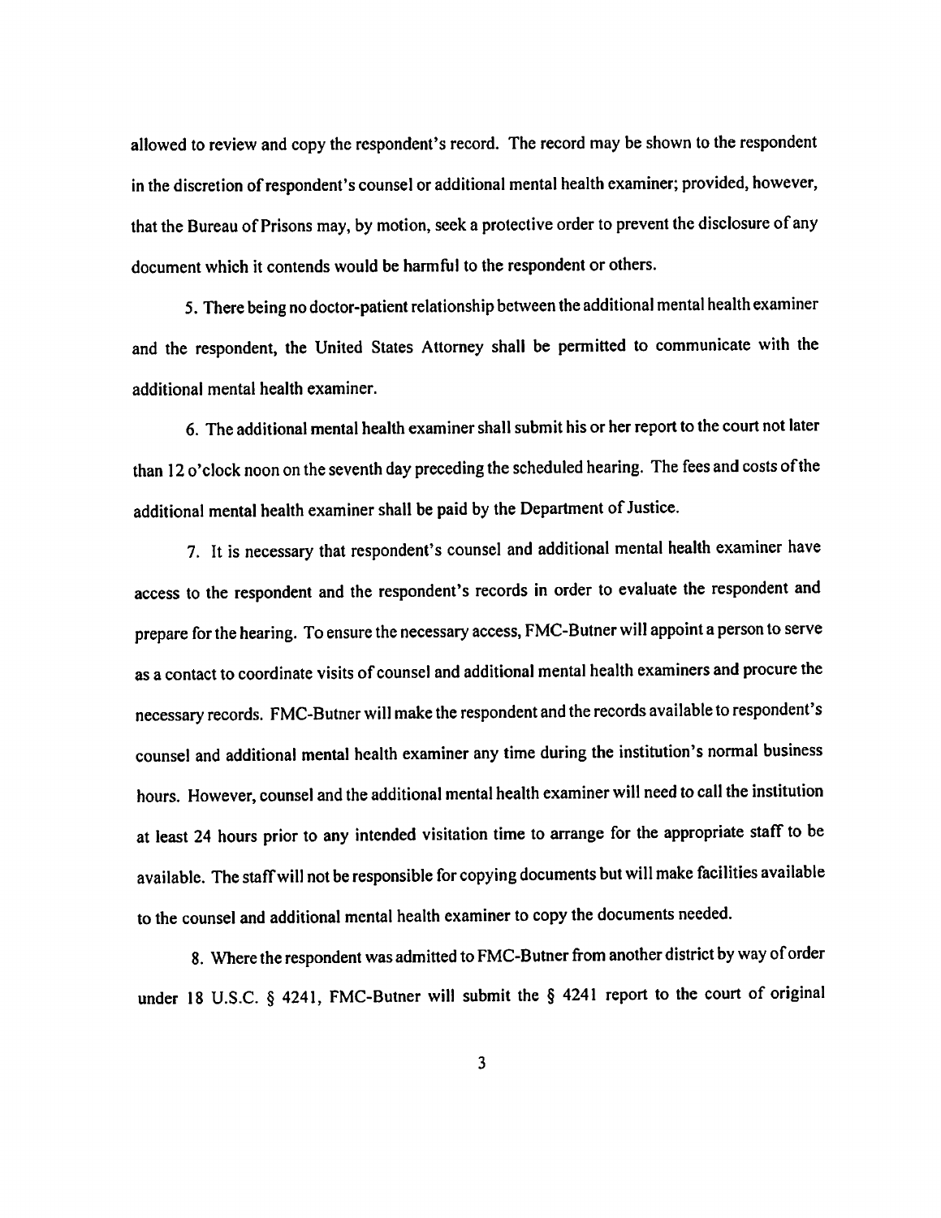allowed to review and copy the respondent's record. The record may be shown to the respondent in the discretion of respondent's counsel or additional mental health examiner; provided, however, that the Bureau of Prisons may, by motion, seek a protective order to prevent the disclosure of any document which it contends would be harmful to the respondent or others.

5. There being no doctor-patient relationship between the additional mental health examiner and the respondent, the United States Attorney shall be permitted to communicate with the additional mental health examiner.

6. The additional mental health examiner shall submit his or her report to the court not later than 12 o'clock noon on the seventh day preceding the scheduled hearing. The fees and costs of the additional mental health examiner shall be paid by the Department of Justice.

7. It is necessary that respondent's counsel and additional mental health examiner have access to the respondent and the respondent's records in order to evaluate the respondent and prepare for the hearing. To ensure the necessary access, FMC-Butner will appoint a person to serve as a contact to coordinate visits of counsel and additional mental health examiners and procure the necessary records. FMC-Butner will make the respondent and the records available to respondent's counsel and additional mental health examiner any time during the institution's normal business hours. However, counsel and the additional mental health examiner will need to call the institution at least 24 hours prior to any intended visitation time to arrange for the appropriate staff to be available. The staff will not be responsible for copying documents but will make facilities available to the counsel and additional mental health examiner to copy the documents needed.

8. Where the respondent was admitted to FMC-Butner from another district by way of order under 18 U.S.C. § 4241, FMC-Butner will submit the § 4241 report to the court of original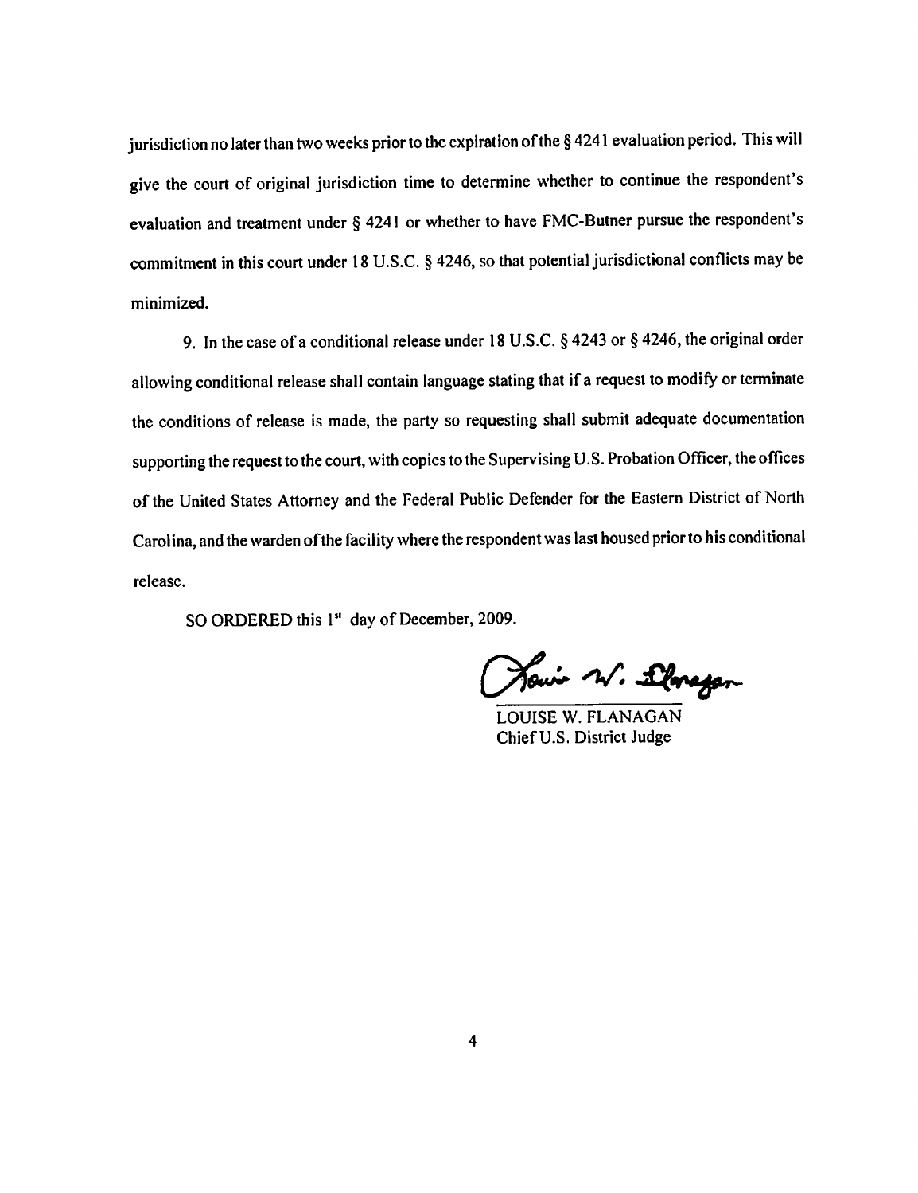jurisdiction no later than two weeks prior to the expiration of the § 4241 evaluation period. This will give the court of original jurisdiction time to determine whether to continue the respondent's evaluation and treatment under § 4241 or whether to have FMC-Butner pursue the respondent's commitment in this court under 18 U.S.C. § 4246, so that potential jurisdictional conflicts may be minimized.

9. In the case of a conditional release under 18 U.S.C. § 4243 or § 4246, the original order allowing conditional release shall contain language stating that if a request to modify or terminate the conditions of release is made, the party so requesting shall submit adequate documentation supporting the request to the court, with copies to the Supervising U.S. Probation Officer, the offices of the United States Attorney and the Federal Public Defender for the Eastern District of North Carolina, and the warden of the facility where the respondent was last housed prior to his conditional release.

SO ORDERED this 1st day of December, 2009.

LOUISE W. FLANAGAN
Chief U.S. District Judge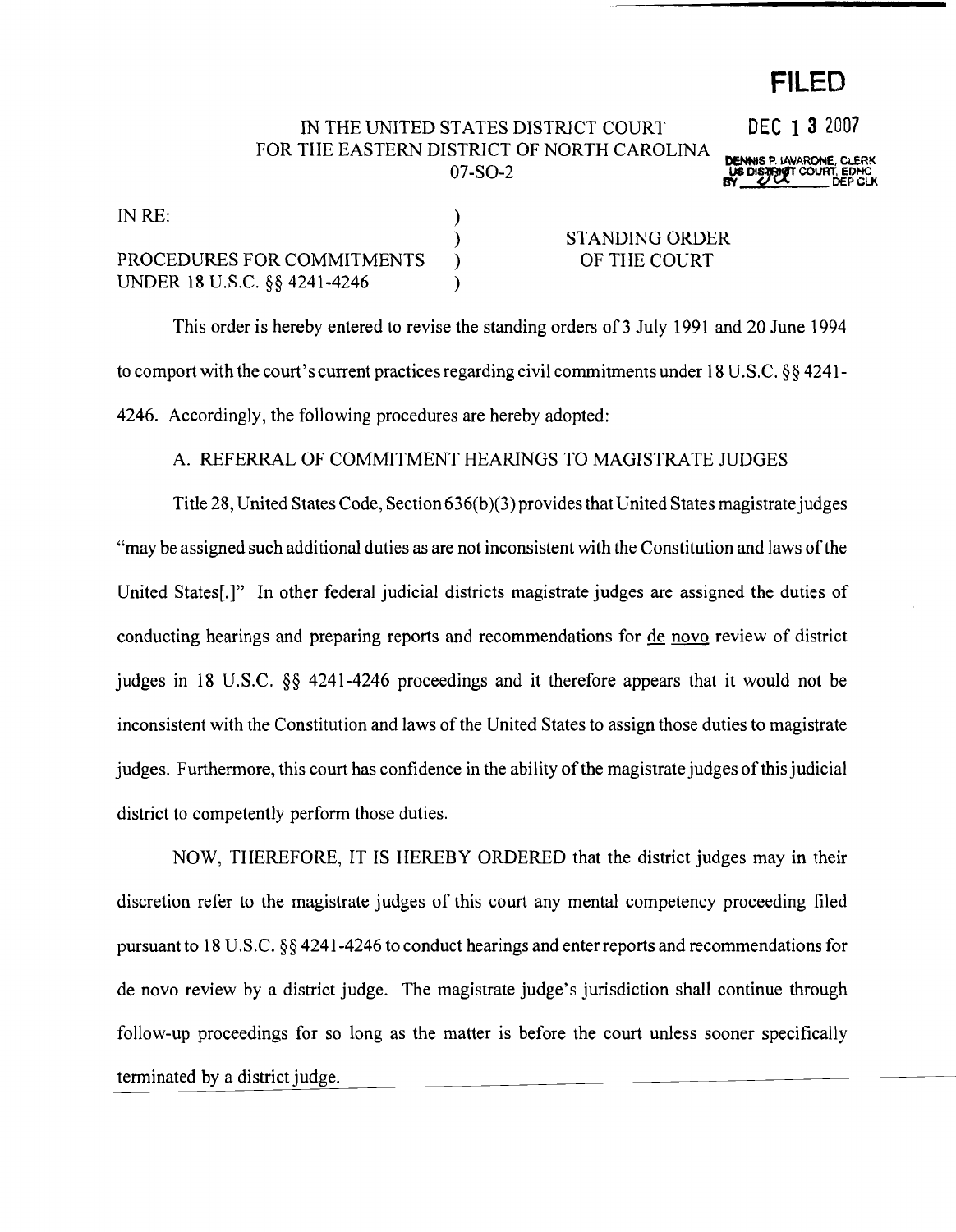**FILED**

**DEC 13 2007**

DENNIS P. IAVARONE, CLERK
US DISTRICT COURT, EDNC
BY ______ DEP CLK

IN THE UNITED STATES DISTRICT COURT
FOR THE EASTERN DISTRICT OF NORTH CAROLINA
07-SO-2

| | |
|---|---|
| IN RE: | |
| PROCEDURES FOR COMMITMENTS UNDER 18 U.S.C. §§ 4241-4246 | STANDING ORDER OF THE COURT |

This order is hereby entered to revise the standing orders of 3 July 1991 and 20 June 1994 to comport with the court's current practices regarding civil commitments under 18 U.S.C. §§ 4241-4246. Accordingly, the following procedures are hereby adopted:

A. REFERRAL OF COMMITMENT HEARINGS TO MAGISTRATE JUDGES

Title 28, United States Code, Section 636(b)(3) provides that United States magistrate judges "may be assigned such additional duties as are not inconsistent with the Constitution and laws of the United States[.]" In other federal judicial districts magistrate judges are assigned the duties of conducting hearings and preparing reports and recommendations for de novo review of district judges in 18 U.S.C. §§ 4241-4246 proceedings and it therefore appears that it would not be inconsistent with the Constitution and laws of the United States to assign those duties to magistrate judges. Furthermore, this court has confidence in the ability of the magistrate judges of this judicial district to competently perform those duties.

NOW, THEREFORE, IT IS HEREBY ORDERED that the district judges may in their discretion refer to the magistrate judges of this court any mental competency proceeding filed pursuant to 18 U.S.C. §§ 4241-4246 to conduct hearings and enter reports and recommendations for de novo review by a district judge. The magistrate judge's jurisdiction shall continue through follow-up proceedings for so long as the matter is before the court unless sooner specifically terminated by a district judge.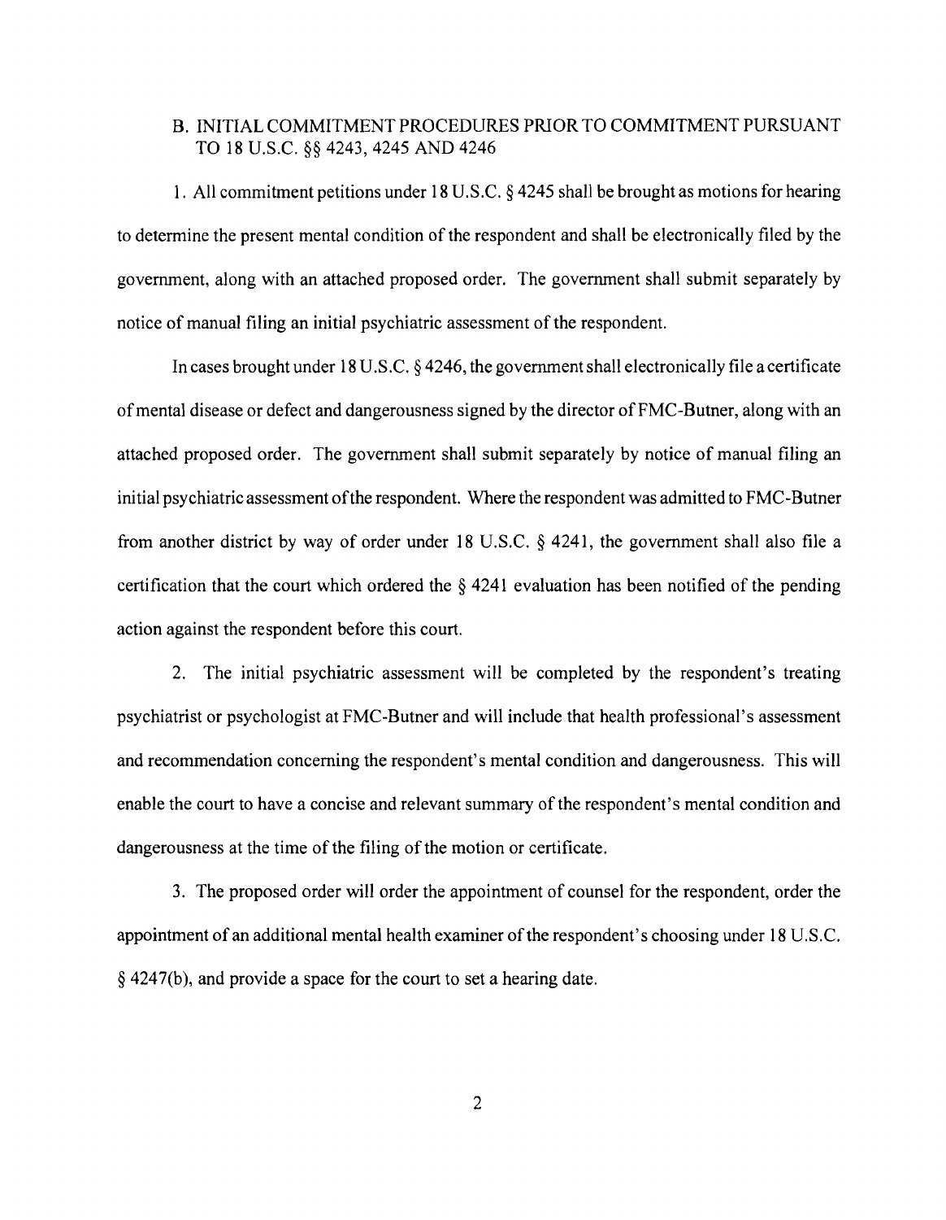## B. INITIAL COMMITMENT PROCEDURES PRIOR TO COMMITMENT PURSUANT TO 18 U.S.C. §§ 4243, 4245 AND 4246

1. All commitment petitions under 18 U.S.C. § 4245 shall be brought as motions for hearing to determine the present mental condition of the respondent and shall be electronically filed by the government, along with an attached proposed order. The government shall submit separately by notice of manual filing an initial psychiatric assessment of the respondent.

In cases brought under 18 U.S.C. § 4246, the government shall electronically file a certificate of mental disease or defect and dangerousness signed by the director of FMC-Butner, along with an attached proposed order. The government shall submit separately by notice of manual filing an initial psychiatric assessment of the respondent. Where the respondent was admitted to FMC-Butner from another district by way of order under 18 U.S.C. § 4241, the government shall also file a certification that the court which ordered the § 4241 evaluation has been notified of the pending action against the respondent before this court.

2. The initial psychiatric assessment will be completed by the respondent's treating psychiatrist or psychologist at FMC-Butner and will include that health professional's assessment and recommendation concerning the respondent's mental condition and dangerousness. This will enable the court to have a concise and relevant summary of the respondent's mental condition and dangerousness at the time of the filing of the motion or certificate.

3. The proposed order will order the appointment of counsel for the respondent, order the appointment of an additional mental health examiner of the respondent's choosing under 18 U.S.C. § 4247(b), and provide a space for the court to set a hearing date.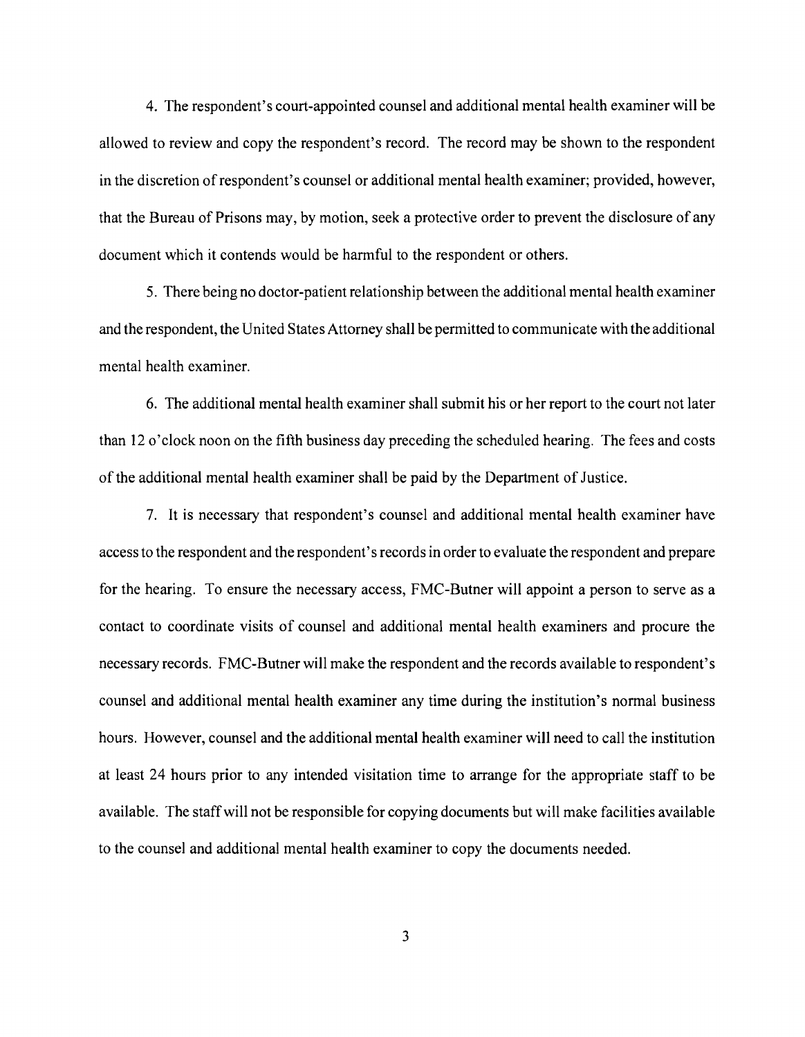4. The respondent's court-appointed counsel and additional mental health examiner will be allowed to review and copy the respondent's record. The record may be shown to the respondent in the discretion of respondent's counsel or additional mental health examiner; provided, however, that the Bureau of Prisons may, by motion, seek a protective order to prevent the disclosure of any document which it contends would be harmful to the respondent or others.

5. There being no doctor-patient relationship between the additional mental health examiner and the respondent, the United States Attorney shall be permitted to communicate with the additional mental health examiner.

6. The additional mental health examiner shall submit his or her report to the court not later than 12 o'clock noon on the fifth business day preceding the scheduled hearing. The fees and costs of the additional mental health examiner shall be paid by the Department of Justice.

7. It is necessary that respondent's counsel and additional mental health examiner have access to the respondent and the respondent's records in order to evaluate the respondent and prepare for the hearing. To ensure the necessary access, FMC-Butner will appoint a person to serve as a contact to coordinate visits of counsel and additional mental health examiners and procure the necessary records. FMC-Butner will make the respondent and the records available to respondent's counsel and additional mental health examiner any time during the institution's normal business hours. However, counsel and the additional mental health examiner will need to call the institution at least 24 hours prior to any intended visitation time to arrange for the appropriate staff to be available. The staff will not be responsible for copying documents but will make facilities available to the counsel and additional mental health examiner to copy the documents needed.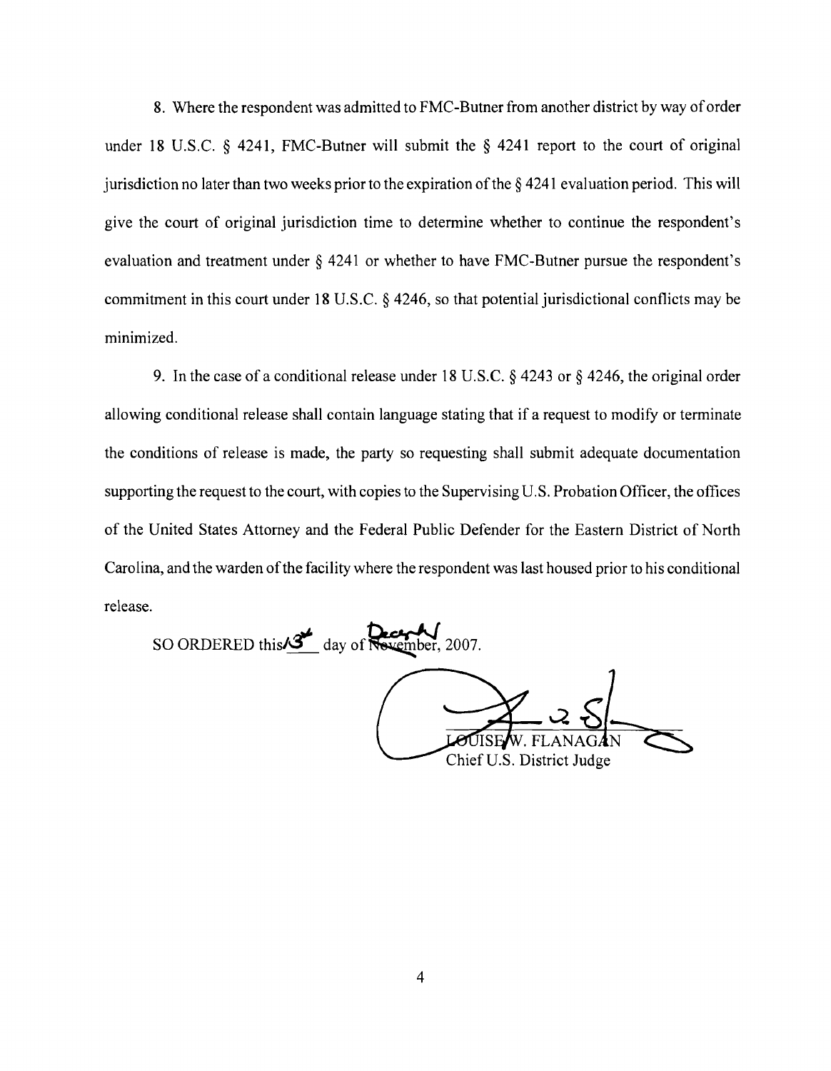8. Where the respondent was admitted to FMC-Butner from another district by way of order under 18 U.S.C. § 4241, FMC-Butner will submit the § 4241 report to the court of original jurisdiction no later than two weeks prior to the expiration of the § 4241 evaluation period. This will give the court of original jurisdiction time to determine whether to continue the respondent's evaluation and treatment under § 4241 or whether to have FMC-Butner pursue the respondent's commitment in this court under 18 U.S.C. § 4246, so that potential jurisdictional conflicts may be minimized.

9. In the case of a conditional release under 18 U.S.C. § 4243 or § 4246, the original order allowing conditional release shall contain language stating that if a request to modify or terminate the conditions of release is made, the party so requesting shall submit adequate documentation supporting the request to the court, with copies to the Supervising U.S. Probation Officer, the offices of the United States Attorney and the Federal Public Defender for the Eastern District of North Carolina, and the warden of the facility where the respondent was last housed prior to his conditional release.

SO ORDERED this 3rd day of ~~November~~ December, 2007.

LOUISE W. FLANAGAN
Chief U.S. District Judge